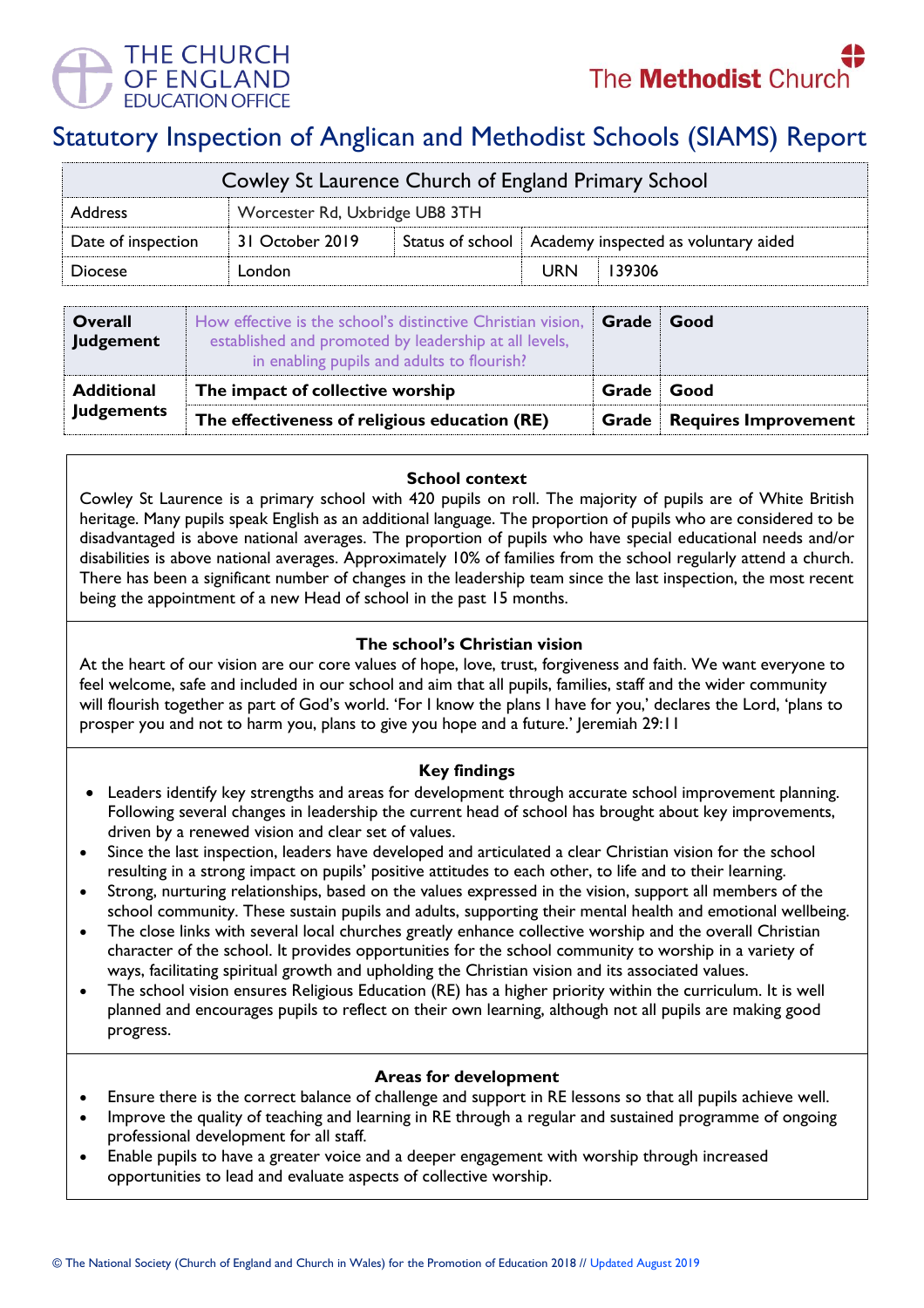THE CHURCH OF ENGLAND EDUCATION OFFICE

The **Methodist** Church

# Statutory Inspection of Anglican and Methodist Schools (SIAMS) Report

| Cowley St Laurence Church of England Primary School | | | | | |
|---|---|---|---|---|---|
| Address | Worcester Rd, Uxbridge UB8 3TH | | | | |
| Date of inspection | 31 October 2019 | Status of school | Academy inspected as voluntary aided | | |
| Diocese | London | | URN | 139306 | |

| | | | |
|---|---|---|---|
| **Overall Judgement** | How effective is the school's distinctive Christian vision, established and promoted by leadership at all levels, in enabling pupils and adults to flourish? | **Grade** | **Good** |
| **Additional Judgements** | **The impact of collective worship** | **Grade** | **Good** |
| | **The effectiveness of religious education (RE)** | **Grade** | **Requires Improvement** |

### School context

Cowley St Laurence is a primary school with 420 pupils on roll. The majority of pupils are of White British heritage. Many pupils speak English as an additional language. The proportion of pupils who are considered to be disadvantaged is above national averages. The proportion of pupils who have special educational needs and/or disabilities is above national averages. Approximately 10% of families from the school regularly attend a church. There has been a significant number of changes in the leadership team since the last inspection, the most recent being the appointment of a new Head of school in the past 15 months.

### The school's Christian vision

At the heart of our vision are our core values of hope, love, trust, forgiveness and faith. We want everyone to feel welcome, safe and included in our school and aim that all pupils, families, staff and the wider community will flourish together as part of God's world. 'For I know the plans I have for you,' declares the Lord, 'plans to prosper you and not to harm you, plans to give you hope and a future.' Jeremiah 29:11

### Key findings

- Leaders identify key strengths and areas for development through accurate school improvement planning. Following several changes in leadership the current head of school has brought about key improvements, driven by a renewed vision and clear set of values.
- Since the last inspection, leaders have developed and articulated a clear Christian vision for the school resulting in a strong impact on pupils' positive attitudes to each other, to life and to their learning.
- Strong, nurturing relationships, based on the values expressed in the vision, support all members of the school community. These sustain pupils and adults, supporting their mental health and emotional wellbeing.
- The close links with several local churches greatly enhance collective worship and the overall Christian character of the school. It provides opportunities for the school community to worship in a variety of ways, facilitating spiritual growth and upholding the Christian vision and its associated values.
- The school vision ensures Religious Education (RE) has a higher priority within the curriculum. It is well planned and encourages pupils to reflect on their own learning, although not all pupils are making good progress.

### Areas for development

- Ensure there is the correct balance of challenge and support in RE lessons so that all pupils achieve well.
- Improve the quality of teaching and learning in RE through a regular and sustained programme of ongoing professional development for all staff.
- Enable pupils to have a greater voice and a deeper engagement with worship through increased opportunities to lead and evaluate aspects of collective worship.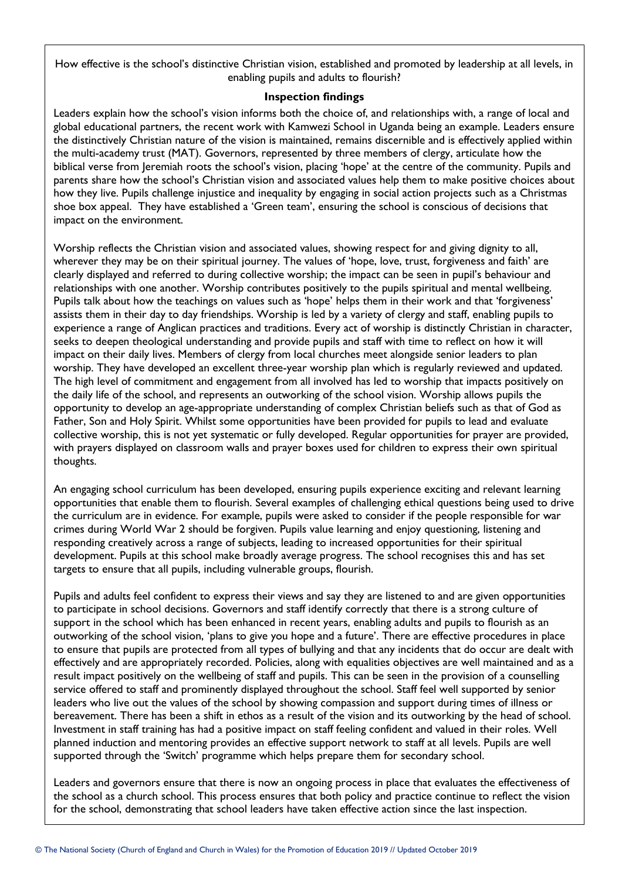How effective is the school's distinctive Christian vision, established and promoted by leadership at all levels, in enabling pupils and adults to flourish?

**Inspection findings**

Leaders explain how the school's vision informs both the choice of, and relationships with, a range of local and global educational partners, the recent work with Kamwezi School in Uganda being an example. Leaders ensure the distinctively Christian nature of the vision is maintained, remains discernible and is effectively applied within the multi-academy trust (MAT). Governors, represented by three members of clergy, articulate how the biblical verse from Jeremiah roots the school's vision, placing 'hope' at the centre of the community. Pupils and parents share how the school's Christian vision and associated values help them to make positive choices about how they live. Pupils challenge injustice and inequality by engaging in social action projects such as a Christmas shoe box appeal. They have established a 'Green team', ensuring the school is conscious of decisions that impact on the environment.

Worship reflects the Christian vision and associated values, showing respect for and giving dignity to all, wherever they may be on their spiritual journey. The values of 'hope, love, trust, forgiveness and faith' are clearly displayed and referred to during collective worship; the impact can be seen in pupil's behaviour and relationships with one another. Worship contributes positively to the pupils spiritual and mental wellbeing. Pupils talk about how the teachings on values such as 'hope' helps them in their work and that 'forgiveness' assists them in their day to day friendships. Worship is led by a variety of clergy and staff, enabling pupils to experience a range of Anglican practices and traditions. Every act of worship is distinctly Christian in character, seeks to deepen theological understanding and provide pupils and staff with time to reflect on how it will impact on their daily lives. Members of clergy from local churches meet alongside senior leaders to plan worship. They have developed an excellent three-year worship plan which is regularly reviewed and updated. The high level of commitment and engagement from all involved has led to worship that impacts positively on the daily life of the school, and represents an outworking of the school vision. Worship allows pupils the opportunity to develop an age-appropriate understanding of complex Christian beliefs such as that of God as Father, Son and Holy Spirit. Whilst some opportunities have been provided for pupils to lead and evaluate collective worship, this is not yet systematic or fully developed. Regular opportunities for prayer are provided, with prayers displayed on classroom walls and prayer boxes used for children to express their own spiritual thoughts.

An engaging school curriculum has been developed, ensuring pupils experience exciting and relevant learning opportunities that enable them to flourish. Several examples of challenging ethical questions being used to drive the curriculum are in evidence. For example, pupils were asked to consider if the people responsible for war crimes during World War 2 should be forgiven. Pupils value learning and enjoy questioning, listening and responding creatively across a range of subjects, leading to increased opportunities for their spiritual development. Pupils at this school make broadly average progress. The school recognises this and has set targets to ensure that all pupils, including vulnerable groups, flourish.

Pupils and adults feel confident to express their views and say they are listened to and are given opportunities to participate in school decisions. Governors and staff identify correctly that there is a strong culture of support in the school which has been enhanced in recent years, enabling adults and pupils to flourish as an outworking of the school vision, 'plans to give you hope and a future'. There are effective procedures in place to ensure that pupils are protected from all types of bullying and that any incidents that do occur are dealt with effectively and are appropriately recorded. Policies, along with equalities objectives are well maintained and as a result impact positively on the wellbeing of staff and pupils. This can be seen in the provision of a counselling service offered to staff and prominently displayed throughout the school. Staff feel well supported by senior leaders who live out the values of the school by showing compassion and support during times of illness or bereavement. There has been a shift in ethos as a result of the vision and its outworking by the head of school. Investment in staff training has had a positive impact on staff feeling confident and valued in their roles. Well planned induction and mentoring provides an effective support network to staff at all levels. Pupils are well supported through the 'Switch' programme which helps prepare them for secondary school.

Leaders and governors ensure that there is now an ongoing process in place that evaluates the effectiveness of the school as a church school. This process ensures that both policy and practice continue to reflect the vision for the school, demonstrating that school leaders have taken effective action since the last inspection.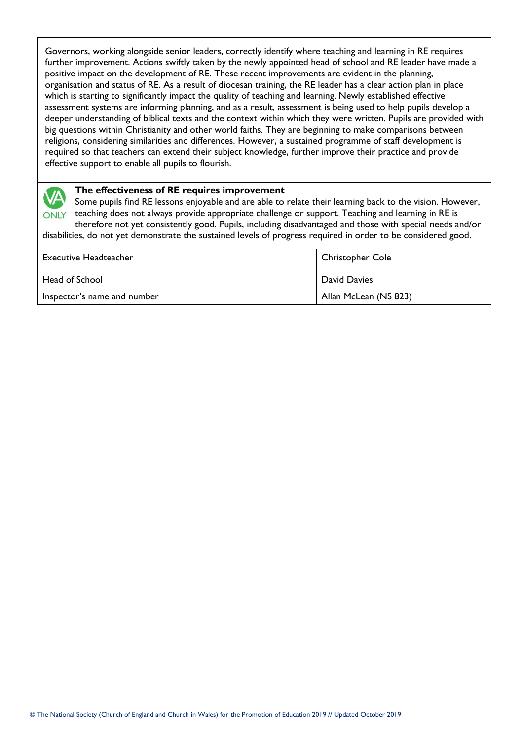Governors, working alongside senior leaders, correctly identify where teaching and learning in RE requires further improvement. Actions swiftly taken by the newly appointed head of school and RE leader have made a positive impact on the development of RE. These recent improvements are evident in the planning, organisation and status of RE. As a result of diocesan training, the RE leader has a clear action plan in place which is starting to significantly impact the quality of teaching and learning. Newly established effective assessment systems are informing planning, and as a result, assessment is being used to help pupils develop a deeper understanding of biblical texts and the context within which they were written. Pupils are provided with big questions within Christianity and other world faiths. They are beginning to make comparisons between religions, considering similarities and differences. However, a sustained programme of staff development is required so that teachers can extend their subject knowledge, further improve their practice and provide effective support to enable all pupils to flourish.

VA ONLY

**The effectiveness of RE requires improvement**

Some pupils find RE lessons enjoyable and are able to relate their learning back to the vision. However, teaching does not always provide appropriate challenge or support. Teaching and learning in RE is therefore not yet consistently good. Pupils, including disadvantaged and those with special needs and/or disabilities, do not yet demonstrate the sustained levels of progress required in order to be considered good.

| | |
|---|---|
| Executive Headteacher<br><br>Head of School | Christopher Cole<br><br>David Davies |
| Inspector's name and number | Allan McLean (NS 823) |

© The National Society (Church of England and Church in Wales) for the Promotion of Education 2019 // Updated October 2019